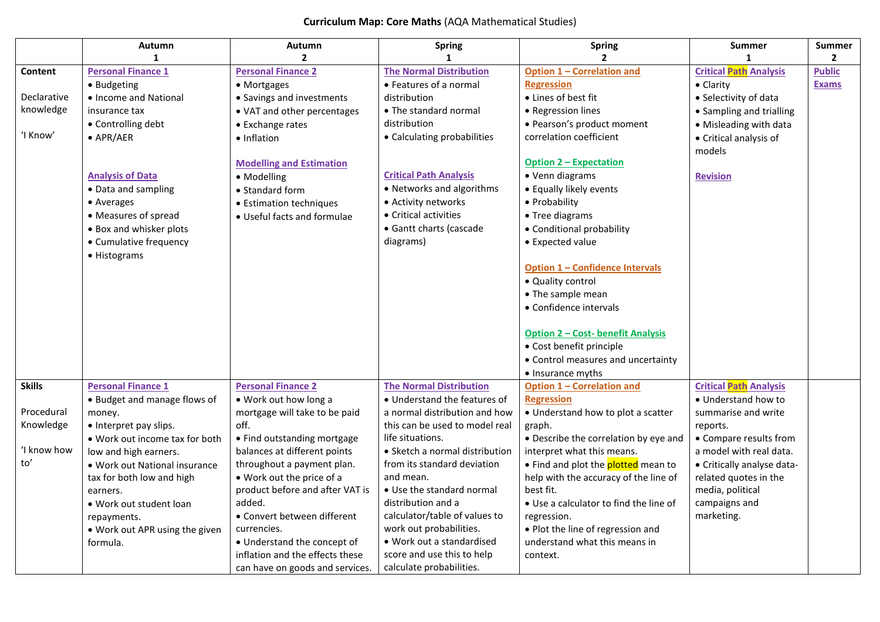**Curriculum Map: Core Maths** (AQA Mathematical Studies)

| | Autumn 1 | Autumn 2 | Spring 1 | Spring 2 | Summer 1 | Summer 2 |
|---|---|---|---|---|---|---|
| **Content**<br><br>Declarative knowledge<br><br>'I Know' | **Personal Finance 1**<br>• Budgeting<br>• Income and National insurance tax<br>• Controlling debt<br>• APR/AER<br><br>**Analysis of Data**<br>• Data and sampling<br>• Averages<br>• Measures of spread<br>• Box and whisker plots<br>• Cumulative frequency<br>• Histograms | **Personal Finance 2**<br>• Mortgages<br>• Savings and investments<br>• VAT and other percentages<br>• Exchange rates<br>• Inflation<br><br>**Modelling and Estimation**<br>• Modelling<br>• Standard form<br>• Estimation techniques<br>• Useful facts and formulae | **The Normal Distribution**<br>• Features of a normal distribution<br>• The standard normal distribution<br>• Calculating probabilities<br><br>**Critical Path Analysis**<br>• Networks and algorithms<br>• Activity networks<br>• Critical activities<br>• Gantt charts (cascade diagrams) | **Option 1 – Correlation and Regression**<br>• Lines of best fit<br>• Regression lines<br>• Pearson's product moment correlation coefficient<br><br>**Option 2 – Expectation**<br>• Venn diagrams<br>• Equally likely events<br>• Probability<br>• Tree diagrams<br>• Conditional probability<br>• Expected value<br><br>**Option 1 – Confidence Intervals**<br>• Quality control<br>• The sample mean<br>• Confidence intervals<br><br>**Option 2 – Cost- benefit Analysis**<br>• Cost benefit principle<br>• Control measures and uncertainty<br>• Insurance myths | **Critical Path Analysis**<br>• Clarity<br>• Selectivity of data<br>• Sampling and trialling<br>• Misleading with data<br>• Critical analysis of models<br><br>**Revision** | **Public Exams** |
| **Skills**<br><br>Procedural Knowledge<br><br>'I know how to' | **Personal Finance 1**<br>• Budget and manage flows of money.<br>• Interpret pay slips.<br>• Work out income tax for both low and high earners.<br>• Work out National insurance tax for both low and high earners.<br>• Work out student loan repayments.<br>• Work out APR using the given formula. | **Personal Finance 2**<br>• Work out how long a mortgage will take to be paid off.<br>• Find outstanding mortgage balances at different points throughout a payment plan.<br>• Work out the price of a product before and after VAT is added.<br>• Convert between different currencies.<br>• Understand the concept of inflation and the effects these can have on goods and services. | **The Normal Distribution**<br>• Understand the features of a normal distribution and how this can be used to model real life situations.<br>• Sketch a normal distribution from its standard deviation and mean.<br>• Use the standard normal distribution and a calculator/table of values to work out probabilities.<br>• Work out a standardised score and use this to help calculate probabilities. | **Option 1 – Correlation and Regression**<br>• Understand how to plot a scatter graph.<br>• Describe the correlation by eye and interpret what this means.<br>• Find and plot the plotted mean to help with the accuracy of the line of best fit.<br>• Use a calculator to find the line of regression.<br>• Plot the line of regression and understand what this means in context. | **Critical Path Analysis**<br>• Understand how to summarise and write reports.<br>• Compare results from a model with real data.<br>• Critically analyse data-related quotes in the media, political campaigns and marketing. | |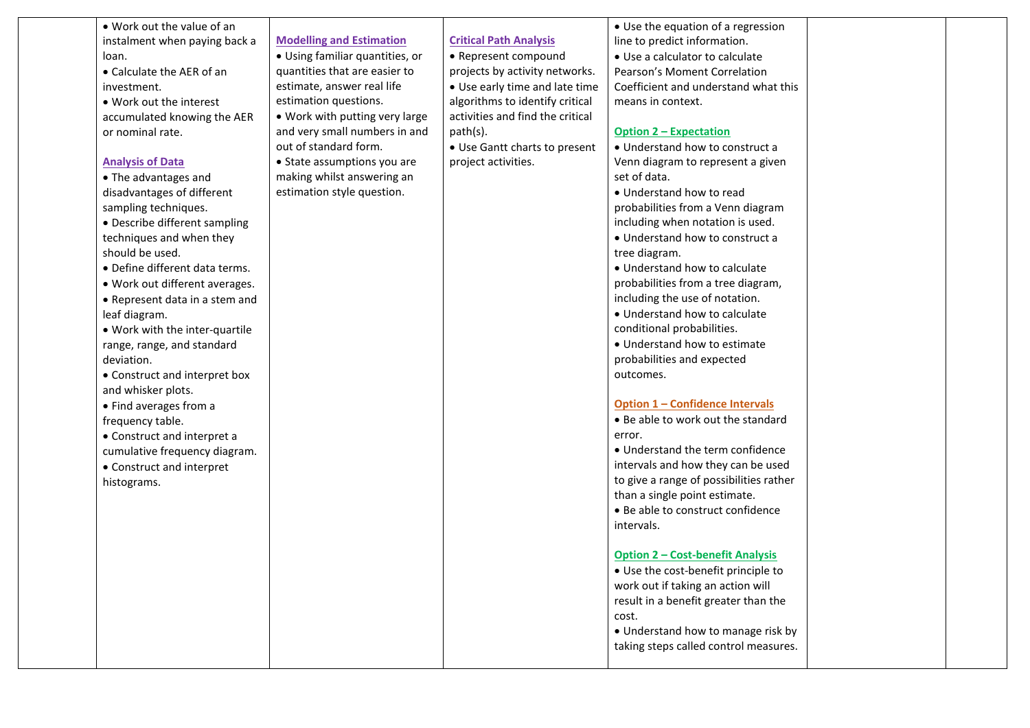| | | | | | | |
|---|---|---|---|---|---|---|
| | • Work out the value of an instalment when paying back a loan.<br>• Calculate the AER of an investment.<br>• Work out the interest accumulated knowing the AER or nominal rate.<br><br>**Analysis of Data**<br>• The advantages and disadvantages of different sampling techniques.<br>• Describe different sampling techniques and when they should be used.<br>• Define different data terms.<br>• Work out different averages.<br>• Represent data in a stem and leaf diagram.<br>• Work with the inter-quartile range, range, and standard deviation.<br>• Construct and interpret box and whisker plots.<br>• Find averages from a frequency table.<br>• Construct and interpret a cumulative frequency diagram.<br>• Construct and interpret histograms. | **Modelling and Estimation**<br>• Using familiar quantities, or quantities that are easier to estimate, answer real life estimation questions.<br>• Work with putting very large and very small numbers in and out of standard form.<br>• State assumptions you are making whilst answering an estimation style question. | **Critical Path Analysis**<br>• Represent compound projects by activity networks.<br>• Use early time and late time algorithms to identify critical activities and find the critical path(s).<br>• Use Gantt charts to present project activities. | • Use the equation of a regression line to predict information.<br>• Use a calculator to calculate Pearson's Moment Correlation Coefficient and understand what this means in context.<br><br>**Option 2 – Expectation**<br>• Understand how to construct a Venn diagram to represent a given set of data.<br>• Understand how to read probabilities from a Venn diagram including when notation is used.<br>• Understand how to construct a tree diagram.<br>• Understand how to calculate probabilities from a tree diagram, including the use of notation.<br>• Understand how to calculate conditional probabilities.<br>• Understand how to estimate probabilities and expected outcomes.<br><br>**Option 1 – Confidence Intervals**<br>• Be able to work out the standard error.<br>• Understand the term confidence intervals and how they can be used to give a range of possibilities rather than a single point estimate.<br>• Be able to construct confidence intervals.<br><br>**Option 2 – Cost-benefit Analysis**<br>• Use the cost-benefit principle to work out if taking an action will result in a benefit greater than the cost.<br>• Understand how to manage risk by taking steps called control measures. | | |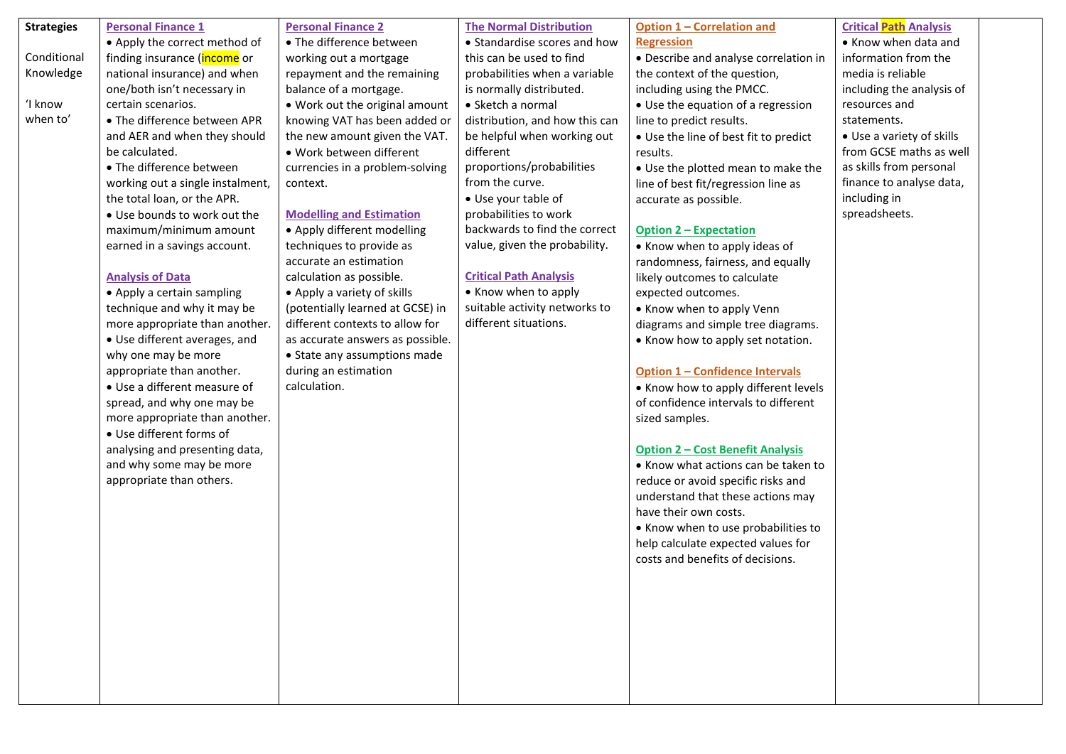| Strategies<br><br>Conditional Knowledge<br><br>'I know when to' | **Personal Finance 1**<br>• Apply the correct method of finding insurance (income or national insurance) and when one/both isn't necessary in certain scenarios.<br>• The difference between APR and AER and when they should be calculated.<br>• The difference between working out a single instalment, the total loan, or the APR.<br>• Use bounds to work out the maximum/minimum amount earned in a savings account.<br><br>**Analysis of Data**<br>• Apply a certain sampling technique and why it may be more appropriate than another.<br>• Use different averages, and why one may be more appropriate than another.<br>• Use a different measure of spread, and why one may be more appropriate than another.<br>• Use different forms of analysing and presenting data, and why some may be more appropriate than others. | **Personal Finance 2**<br>• The difference between working out a mortgage repayment and the remaining balance of a mortgage.<br>• Work out the original amount knowing VAT has been added or the new amount given the VAT.<br>• Work between different currencies in a problem-solving context.<br><br>**Modelling and Estimation**<br>• Apply different modelling techniques to provide as accurate an estimation calculation as possible.<br>• Apply a variety of skills (potentially learned at GCSE) in different contexts to allow for as accurate answers as possible.<br>• State any assumptions made during an estimation calculation. | **The Normal Distribution**<br>• Standardise scores and how this can be used to find probabilities when a variable is normally distributed.<br>• Sketch a normal distribution, and how this can be helpful when working out different proportions/probabilities from the curve.<br>• Use your table of probabilities to work backwards to find the correct value, given the probability.<br><br>**Critical Path Analysis**<br>• Know when to apply suitable activity networks to different situations. | **Option 1 – Correlation and Regression**<br>• Describe and analyse correlation in the context of the question, including using the PMCC.<br>• Use the equation of a regression line to predict results.<br>• Use the line of best fit to predict results.<br>• Use the plotted mean to make the line of best fit/regression line as accurate as possible.<br><br>**Option 2 – Expectation**<br>• Know when to apply ideas of randomness, fairness, and equally likely outcomes to calculate expected outcomes.<br>• Know when to apply Venn diagrams and simple tree diagrams.<br>• Know how to apply set notation.<br><br>**Option 1 – Confidence Intervals**<br>• Know how to apply different levels of confidence intervals to different sized samples.<br><br>**Option 2 – Cost Benefit Analysis**<br>• Know what actions can be taken to reduce or avoid specific risks and understand that these actions may have their own costs.<br>• Know when to use probabilities to help calculate expected values for costs and benefits of decisions. | **Critical Path Analysis**<br>• Know when data and information from the media is reliable including the analysis of resources and statements.<br>• Use a variety of skills from GCSE maths as well as skills from personal finance to analyse data, including in spreadsheets. | |
|---|---|---|---|---|---|---|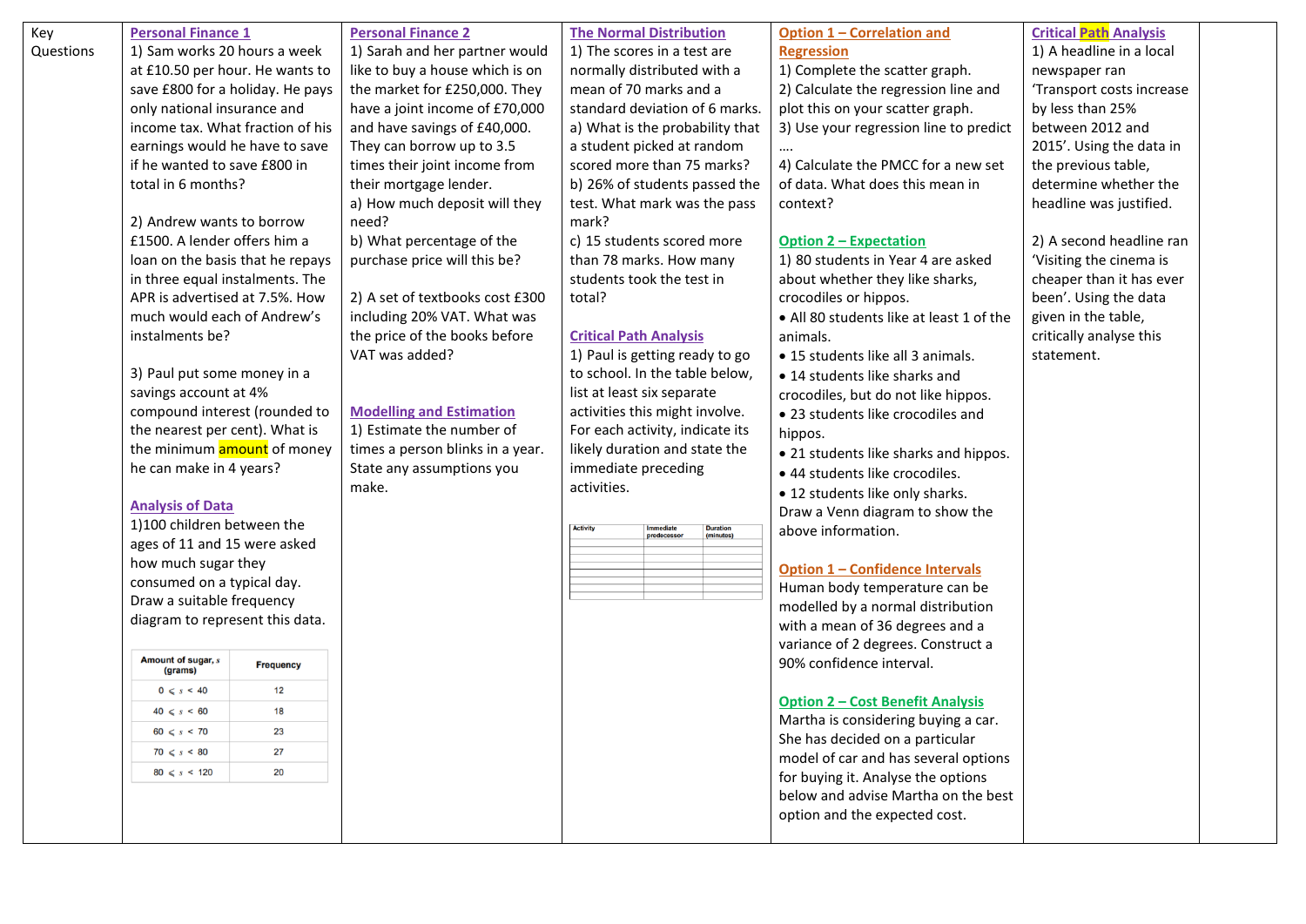Key Questions

## Personal Finance 1

1) Sam works 20 hours a week at £10.50 per hour. He wants to save £800 for a holiday. He pays only national insurance and income tax. What fraction of his earnings would he have to save if he wanted to save £800 in total in 6 months?

2) Andrew wants to borrow £1500. A lender offers him a loan on the basis that he repays in three equal instalments. The APR is advertised at 7.5%. How much would each of Andrew's instalments be?

3) Paul put some money in a savings account at 4% compound interest (rounded to the nearest per cent). What is the minimum amount of money he can make in 4 years?

## Analysis of Data

1)100 children between the ages of 11 and 15 were asked how much sugar they consumed on a typical day. Draw a suitable frequency diagram to represent this data.

| Amount of sugar, $s$ (grams) | Frequency |
|---|---|
| $0 \leqslant s < 40$ | 12 |
| $40 \leqslant s < 60$ | 18 |
| $60 \leqslant s < 70$ | 23 |
| $70 \leqslant s < 80$ | 27 |
| $80 \leqslant s < 120$ | 20 |

## Personal Finance 2

1) Sarah and her partner would like to buy a house which is on the market for £250,000. They have a joint income of £70,000 and have savings of £40,000. They can borrow up to 3.5 times their joint income from their mortgage lender.

a) How much deposit will they need?

b) What percentage of the purchase price will this be?

2) A set of textbooks cost £300 including 20% VAT. What was the price of the books before VAT was added?

## Modelling and Estimation

1) Estimate the number of times a person blinks in a year. State any assumptions you make.

## The Normal Distribution

1) The scores in a test are normally distributed with a mean of 70 marks and a standard deviation of 6 marks.

a) What is the probability that a student picked at random scored more than 75 marks?

b) 26% of students passed the test. What mark was the pass mark?

c) 15 students scored more than 78 marks. How many students took the test in total?

## Critical Path Analysis

1) Paul is getting ready to go to school. In the table below, list at least six separate activities this might involve. For each activity, indicate its likely duration and state the immediate preceding activities.

| Activity | Immediate predecessor | Duration (minutes) |
|---|---|---|
| | | |
| | | |
| | | |
| | | |
| | | |
| | | |
| | | |

## Option 1 – Correlation and Regression

1) Complete the scatter graph.

2) Calculate the regression line and plot this on your scatter graph.

3) Use your regression line to predict ….

4) Calculate the PMCC for a new set of data. What does this mean in context?

## Option 2 – Expectation

1) 80 students in Year 4 are asked about whether they like sharks, crocodiles or hippos.

- All 80 students like at least 1 of the animals.
- 15 students like all 3 animals.
- 14 students like sharks and crocodiles, but do not like hippos.
- 23 students like crocodiles and hippos.
- 21 students like sharks and hippos.
- 44 students like crocodiles.
- 12 students like only sharks.

Draw a Venn diagram to show the above information.

## Option 1 – Confidence Intervals

Human body temperature can be modelled by a normal distribution with a mean of 36 degrees and a variance of 2 degrees. Construct a 90% confidence interval.

## Option 2 – Cost Benefit Analysis

Martha is considering buying a car. She has decided on a particular model of car and has several options for buying it. Analyse the options below and advise Martha on the best option and the expected cost.

## Critical Path Analysis

1) A headline in a local newspaper ran 'Transport costs increase by less than 25% between 2012 and 2015'. Using the data in the previous table, determine whether the headline was justified.

2) A second headline ran 'Visiting the cinema is cheaper than it has ever been'. Using the data given in the table, critically analyse this statement.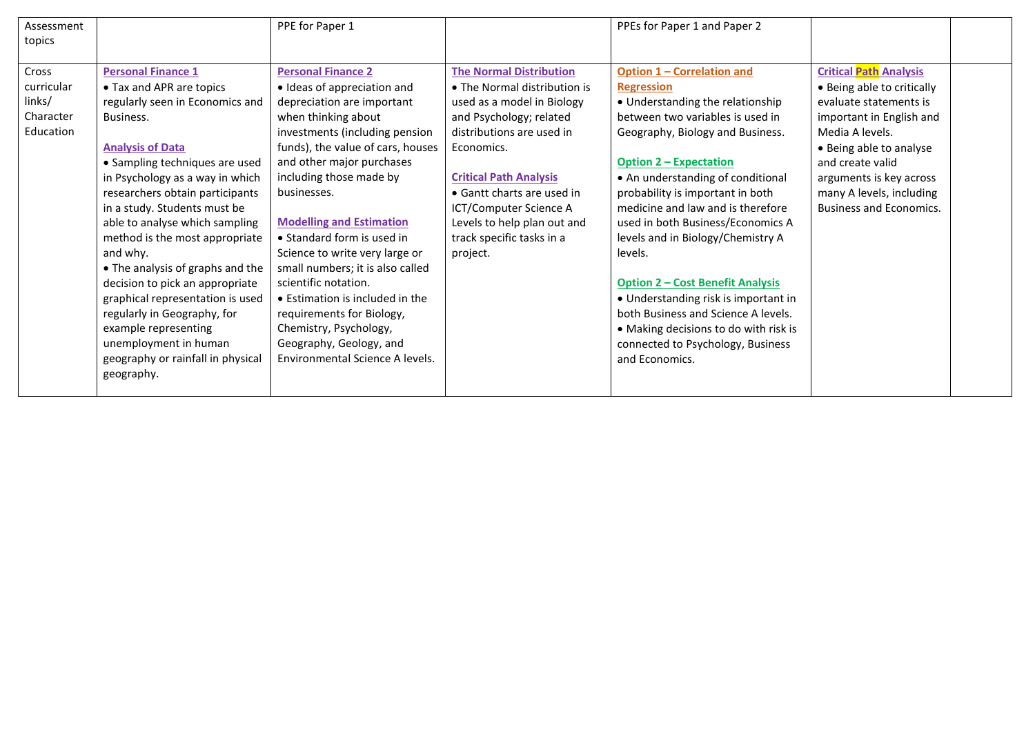| | | | | | | |
|---|---|---|---|---|---|---|
| Assessment topics | | PPE for Paper 1 | | PPEs for Paper 1 and Paper 2 | | |
| Cross curricular links/ Character Education | **Personal Finance 1**<br>• Tax and APR are topics regularly seen in Economics and Business.<br><br>**Analysis of Data**<br>• Sampling techniques are used in Psychology as a way in which researchers obtain participants in a study. Students must be able to analyse which sampling method is the most appropriate and why.<br>• The analysis of graphs and the decision to pick an appropriate graphical representation is used regularly in Geography, for example representing unemployment in human geography or rainfall in physical geography. | **Personal Finance 2**<br>• Ideas of appreciation and depreciation are important when thinking about investments (including pension funds), the value of cars, houses and other major purchases including those made by businesses.<br><br>**Modelling and Estimation**<br>• Standard form is used in Science to write very large or small numbers; it is also called scientific notation.<br>• Estimation is included in the requirements for Biology, Chemistry, Psychology, Geography, Geology, and Environmental Science A levels. | **The Normal Distribution**<br>• The Normal distribution is used as a model in Biology and Psychology; related distributions are used in Economics.<br><br>**Critical Path Analysis**<br>• Gantt charts are used in ICT/Computer Science A Levels to help plan out and track specific tasks in a project. | **Option 1 – Correlation and Regression**<br>• Understanding the relationship between two variables is used in Geography, Biology and Business.<br><br>**Option 2 – Expectation**<br>• An understanding of conditional probability is important in both medicine and law and is therefore used in both Business/Economics A levels and in Biology/Chemistry A levels.<br><br>**Option 2 – Cost Benefit Analysis**<br>• Understanding risk is important in both Business and Science A levels.<br>• Making decisions to do with risk is connected to Psychology, Business and Economics. | **Critical Path Analysis**<br>• Being able to critically evaluate statements is important in English and Media A levels.<br>• Being able to analyse and create valid arguments is key across many A levels, including Business and Economics. | |